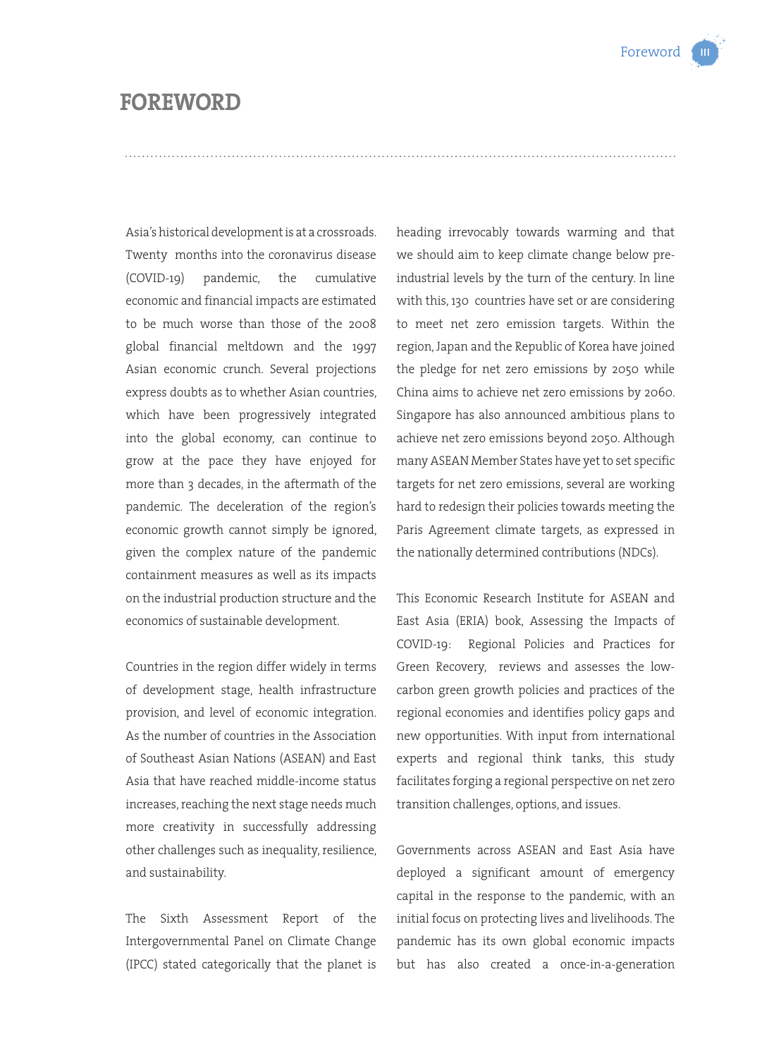# FOREWORD

Asia's historical development is at a crossroads. Twenty months into the coronavirus disease (COVID-19) pandemic, the cumulative economic and financial impacts are estimated to be much worse than those of the 2008 global financial meltdown and the 1997 Asian economic crunch. Several projections express doubts as to whether Asian countries, which have been progressively integrated into the global economy, can continue to grow at the pace they have enjoyed for more than 3 decades, in the aftermath of the pandemic. The deceleration of the region's economic growth cannot simply be ignored, given the complex nature of the pandemic containment measures as well as its impacts on the industrial production structure and the economics of sustainable development.

Countries in the region differ widely in terms of development stage, health infrastructure provision, and level of economic integration. As the number of countries in the Association of Southeast Asian Nations (ASEAN) and East Asia that have reached middle-income status increases, reaching the next stage needs much more creativity in successfully addressing other challenges such as inequality, resilience, and sustainability.

The Sixth Assessment Report of the Intergovernmental Panel on Climate Change (IPCC) stated categorically that the planet is heading irrevocably towards warming and that we should aim to keep climate change below pre-industrial levels by the turn of the century. In line with this, 130 countries have set or are considering to meet net zero emission targets. Within the region, Japan and the Republic of Korea have joined the pledge for net zero emissions by 2050 while China aims to achieve net zero emissions by 2060. Singapore has also announced ambitious plans to achieve net zero emissions beyond 2050. Although many ASEAN Member States have yet to set specific targets for net zero emissions, several are working hard to redesign their policies towards meeting the Paris Agreement climate targets, as expressed in the nationally determined contributions (NDCs).

This Economic Research Institute for ASEAN and East Asia (ERIA) book, Assessing the Impacts of COVID-19: Regional Policies and Practices for Green Recovery, reviews and assesses the low-carbon green growth policies and practices of the regional economies and identifies policy gaps and new opportunities. With input from international experts and regional think tanks, this study facilitates forging a regional perspective on net zero transition challenges, options, and issues.

Governments across ASEAN and East Asia have deployed a significant amount of emergency capital in the response to the pandemic, with an initial focus on protecting lives and livelihoods. The pandemic has its own global economic impacts but has also created a once-in-a-generation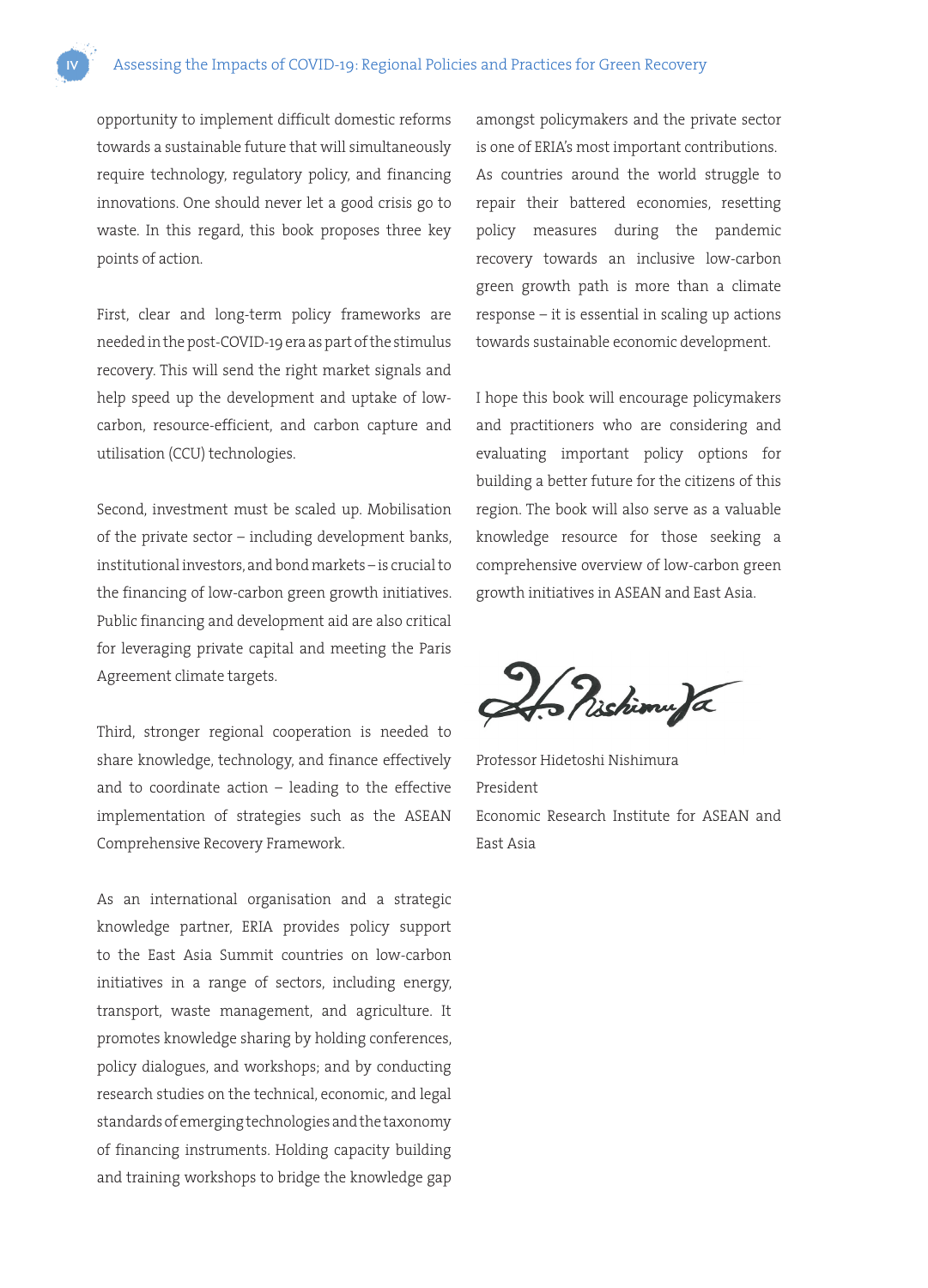opportunity to implement difficult domestic reforms towards a sustainable future that will simultaneously require technology, regulatory policy, and financing innovations. One should never let a good crisis go to waste. In this regard, this book proposes three key points of action.

First, clear and long-term policy frameworks are needed in the post-COVID-19 era as part of the stimulus recovery. This will send the right market signals and help speed up the development and uptake of low-carbon, resource-efficient, and carbon capture and utilisation (CCU) technologies.

Second, investment must be scaled up. Mobilisation of the private sector – including development banks, institutional investors, and bond markets – is crucial to the financing of low-carbon green growth initiatives. Public financing and development aid are also critical for leveraging private capital and meeting the Paris Agreement climate targets.

Third, stronger regional cooperation is needed to share knowledge, technology, and finance effectively and to coordinate action – leading to the effective implementation of strategies such as the ASEAN Comprehensive Recovery Framework.

As an international organisation and a strategic knowledge partner, ERIA provides policy support to the East Asia Summit countries on low-carbon initiatives in a range of sectors, including energy, transport, waste management, and agriculture. It promotes knowledge sharing by holding conferences, policy dialogues, and workshops; and by conducting research studies on the technical, economic, and legal standards of emerging technologies and the taxonomy of financing instruments. Holding capacity building and training workshops to bridge the knowledge gap amongst policymakers and the private sector is one of ERIA's most important contributions. As countries around the world struggle to repair their battered economies, resetting policy measures during the pandemic recovery towards an inclusive low-carbon green growth path is more than a climate response – it is essential in scaling up actions towards sustainable economic development.

I hope this book will encourage policymakers and practitioners who are considering and evaluating important policy options for building a better future for the citizens of this region. The book will also serve as a valuable knowledge resource for those seeking a comprehensive overview of low-carbon green growth initiatives in ASEAN and East Asia.

Professor Hidetoshi Nishimura
President
Economic Research Institute for ASEAN and East Asia